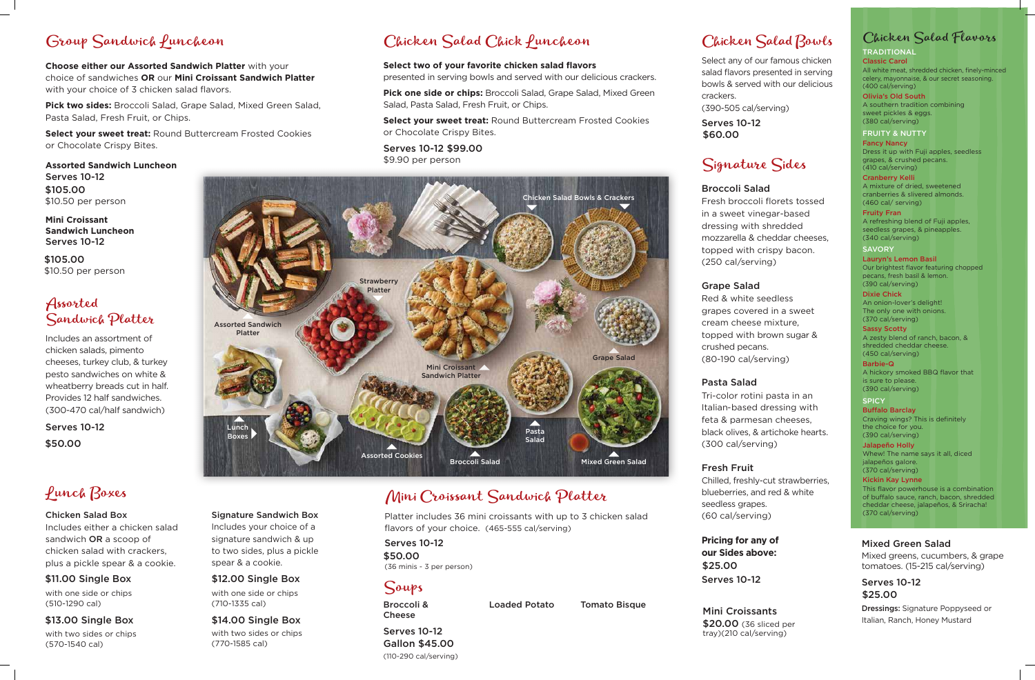## Group Sandwich Luncheon

**Choose either our Assorted Sandwich Platter** with your choice of sandwiches **OR** our **Mini Croissant Sandwich Platter** with your choice of 3 chicken salad flavors.

**Pick two sides:** Broccoli Salad, Grape Salad, Mixed Green Salad, Pasta Salad, Fresh Fruit, or Chips.

**Select your sweet treat:** Round Buttercream Frosted Cookies or Chocolate Crispy Bites.

**Assorted Sandwich Luncheon**
Serves 10-12
$105.00
$10.50 per person

**Mini Croissant Sandwich Luncheon**
Serves 10-12
$105.00
$10.50 per person

## Assorted Sandwich Platter

Includes an assortment of chicken salads, pimento cheeses, turkey club, & turkey pesto sandwiches on white & wheatberry breads cut in half. Provides 12 half sandwiches. (300-470 cal/half sandwich)

Serves 10-12
$50.00

## Lunch Boxes

**Chicken Salad Box**
Includes either a chicken salad sandwich **OR** a scoop of chicken salad with crackers, plus a pickle spear & a cookie.

**$11.00 Single Box**
with one side or chips
(510-1290 cal)

**$13.00 Single Box**
with two sides or chips
(570-1540 cal)

**Signature Sandwich Box**
Includes your choice of a signature sandwich & up to two sides, plus a pickle spear & a cookie.

**$12.00 Single Box**
with one side or chips
(710-1335 cal)

**$14.00 Single Box**
with two sides or chips
(770-1585 cal)

## Chicken Salad Chick Luncheon

**Select two of your favorite chicken salad flavors** presented in serving bowls and served with our delicious crackers.

**Pick one side or chips:** Broccoli Salad, Grape Salad, Mixed Green Salad, Pasta Salad, Fresh Fruit, or Chips.

**Select your sweet treat:** Round Buttercream Frosted Cookies or Chocolate Crispy Bites.

Serves 10-12 $99.00
$9.90 per person

## Mini Croissant Sandwich Platter

Platter includes 36 mini croissants with up to 3 chicken salad flavors of your choice. (465-555 cal/serving)

Serves 10-12
$50.00
(36 minis - 3 per person)

## Soups

Broccoli & Cheese | Loaded Potato | Tomato Bisque

Serves 10-12
Gallon $45.00
(110-290 cal/serving)

## Chicken Salad Bowls

Select any of our famous chicken salad flavors presented in serving bowls & served with our delicious crackers.
(390-505 cal/serving)

Serves 10-12
$60.00

## Signature Sides

**Broccoli Salad**
Fresh broccoli florets tossed in a sweet vinegar-based dressing with shredded mozzarella & cheddar cheeses, topped with crispy bacon. (250 cal/serving)

**Grape Salad**
Red & white seedless grapes covered in a sweet cream cheese mixture, topped with brown sugar & crushed pecans. (80-190 cal/serving)

**Pasta Salad**
Tri-color rotini pasta in an Italian-based dressing with feta & parmesan cheeses, black olives, & artichoke hearts. (300 cal/serving)

**Fresh Fruit**
Chilled, freshly-cut strawberries, blueberries, and red & white seedless grapes. (60 cal/serving)

**Pricing for any of our Sides above:**
**$25.00**
Serves 10-12

**Mini Croissants**
$20.00 (36 sliced per tray)(210 cal/serving)

## Chicken Salad Flavors

### TRADITIONAL

**Classic Carol**
All white meat, shredded chicken, finely-minced celery, mayonnaise, & our secret seasoning. (400 cal/serving)

**Olivia's Old South**
A southern tradition combining sweet pickles & eggs. (380 cal/serving)

### FRUITY & NUTTY

**Fancy Nancy**
Dress it up with Fuji apples, seedless grapes, & crushed pecans. (410 cal/serving)

**Cranberry Kelli**
A mixture of dried, sweetened cranberries & slivered almonds. (460 cal/ serving)

**Fruity Fran**
A refreshing blend of Fuji apples, seedless grapes, & pineapples. (340 cal/serving)

### SAVORY

**Lauryn's Lemon Basil**
Our brightest flavor featuring chopped pecans, fresh basil & lemon. (390 cal/serving)

**Dixie Chick**
An onion-lover's delight! The only one with onions. (370 cal/serving)

**Sassy Scotty**
A zesty blend of ranch, bacon, & shredded cheddar cheese. (450 cal/serving)

**Barbie-Q**
A hickory smoked BBQ flavor that is sure to please. (390 cal/serving)

### SPICY

**Buffalo Barclay**
Craving wings? This is definitely the choice for you. (390 cal/serving)

**Jalapeño Holly**
Whew! The name says it all, diced jalapeños galore. (370 cal/serving)

**Kickin Kay Lynne**
This flavor powerhouse is a combination of buffalo sauce, ranch, bacon, shredded cheddar cheese, jalapeños, & Sriracha! (370 cal/serving)

**Mixed Green Salad**
Mixed greens, cucumbers, & grape tomatoes. (15-215 cal/serving)

Serves 10-12
$25.00

**Dressings:** Signature Poppyseed or Italian, Ranch, Honey Mustard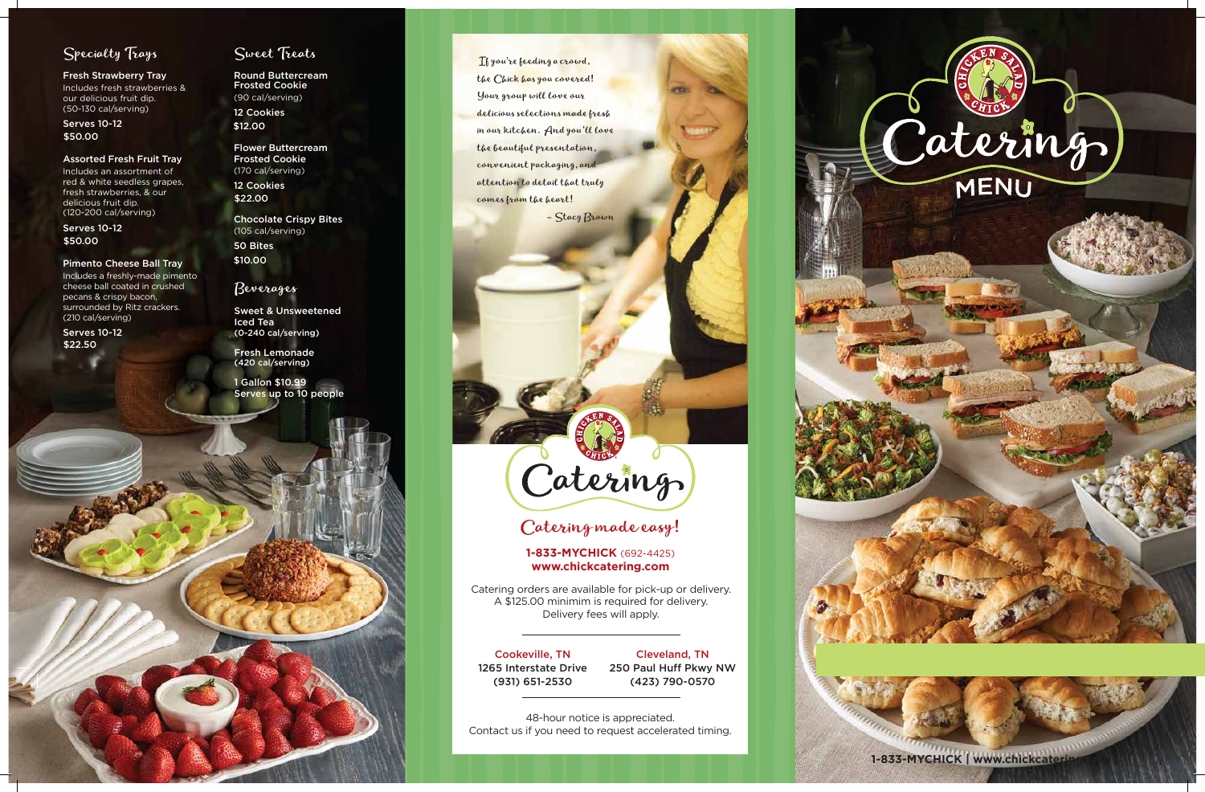## Specialty Trays

**Fresh Strawberry Tray**
Includes fresh strawberries & our delicious fruit dip.
(50-130 cal/serving)

**Serves 10-12**
**$50.00**

**Assorted Fresh Fruit Tray**
Includes an assortment of red & white seedless grapes, fresh strawberries, & our delicious fruit dip.
(120-200 cal/serving)

**Serves 10-12**
**$50.00**

**Pimento Cheese Ball Tray**
Includes a freshly-made pimento cheese ball coated in crushed pecans & crispy bacon, surrounded by Ritz crackers.
(210 cal/serving)

**Serves 10-12**
**$22.50**

## Sweet Treats

**Round Buttercream Frosted Cookie**
(90 cal/serving)

**12 Cookies**
**$12.00**

**Flower Buttercream Frosted Cookie**
(170 cal/serving)

**12 Cookies**
**$22.00**

**Chocolate Crispy Bites**
(105 cal/serving)

**50 Bites**
**$10.00**

## Beverages

**Sweet & Unsweetened Iced Tea**
**(0-240 cal/serving)**

**Fresh Lemonade**
**(420 cal/serving)**

**1 Gallon $10.99**
**Serves up to 10 people**

*If you're feeding a crowd, the Chick has you covered! Your group will love our delicious selections made fresh in our kitchen. And you'll love the beautiful presentation, convenient packaging, and attention to detail that truly comes from the heart!*

*– Stacy Brown*

Chicken Salad Chick
# Catering

*Catering made easy!*

**1-833-MYCHICK** (692-4425)
**www.chickcatering.com**

Catering orders are available for pick-up or delivery.
A $125.00 minimim is required for delivery.
Delivery fees will apply.

| Cookeville, TN | Cleveland, TN |
|---|---|
| 1265 Interstate Drive | 250 Paul Huff Pkwy NW |
| (931) 651-2530 | (423) 790-0570 |

48-hour notice is appreciated.
Contact us if you need to request accelerated timing.

Chicken Salad Chick
# Catering
## MENU

**1-833-MYCHICK | www.chickcaterin**